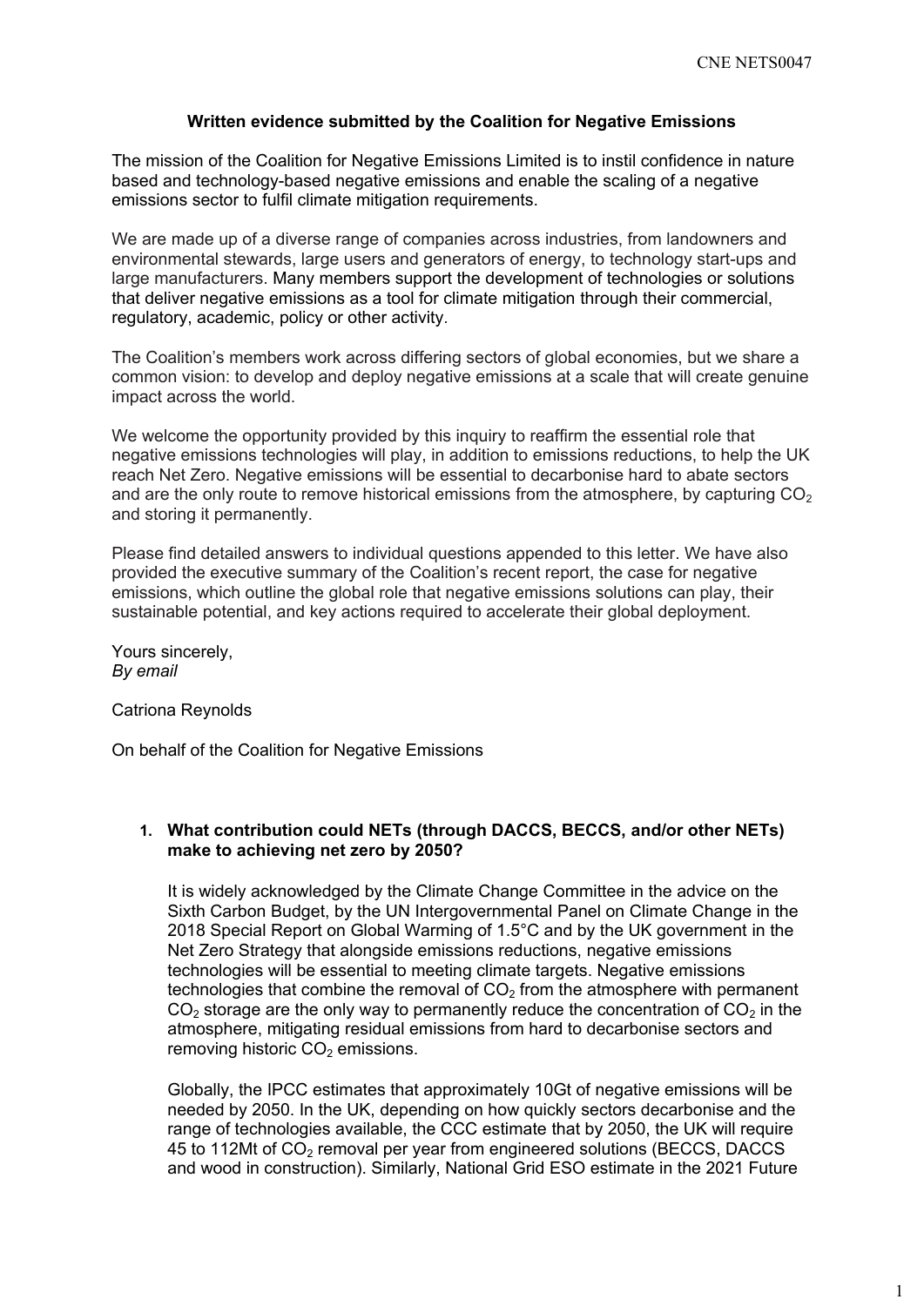**Written evidence submitted by the Coalition for Negative Emissions**

The mission of the Coalition for Negative Emissions Limited is to instil confidence in nature based and technology-based negative emissions and enable the scaling of a negative emissions sector to fulfil climate mitigation requirements.

We are made up of a diverse range of companies across industries, from landowners and environmental stewards, large users and generators of energy, to technology start-ups and large manufacturers. Many members support the development of technologies or solutions that deliver negative emissions as a tool for climate mitigation through their commercial, regulatory, academic, policy or other activity.

The Coalition's members work across differing sectors of global economies, but we share a common vision: to develop and deploy negative emissions at a scale that will create genuine impact across the world.

We welcome the opportunity provided by this inquiry to reaffirm the essential role that negative emissions technologies will play, in addition to emissions reductions, to help the UK reach Net Zero. Negative emissions will be essential to decarbonise hard to abate sectors and are the only route to remove historical emissions from the atmosphere, by capturing $CO_2$ and storing it permanently.

Please find detailed answers to individual questions appended to this letter. We have also provided the executive summary of the Coalition's recent report, the case for negative emissions, which outline the global role that negative emissions solutions can play, their sustainable potential, and key actions required to accelerate their global deployment.

Yours sincerely,
*By email*

Catriona Reynolds

On behalf of the Coalition for Negative Emissions

1. **What contribution could NETs (through DACCS, BECCS, and/or other NETs) make to achieving net zero by 2050?**

   It is widely acknowledged by the Climate Change Committee in the advice on the Sixth Carbon Budget, by the UN Intergovernmental Panel on Climate Change in the 2018 Special Report on Global Warming of 1.5°C and by the UK government in the Net Zero Strategy that alongside emissions reductions, negative emissions technologies will be essential to meeting climate targets. Negative emissions technologies that combine the removal of $CO_2$ from the atmosphere with permanent $CO_2$ storage are the only way to permanently reduce the concentration of $CO_2$ in the atmosphere, mitigating residual emissions from hard to decarbonise sectors and removing historic $CO_2$ emissions.

   Globally, the IPCC estimates that approximately 10Gt of negative emissions will be needed by 2050. In the UK, depending on how quickly sectors decarbonise and the range of technologies available, the CCC estimate that by 2050, the UK will require 45 to 112Mt of $CO_2$ removal per year from engineered solutions (BECCS, DACCS and wood in construction). Similarly, National Grid ESO estimate in the 2021 Future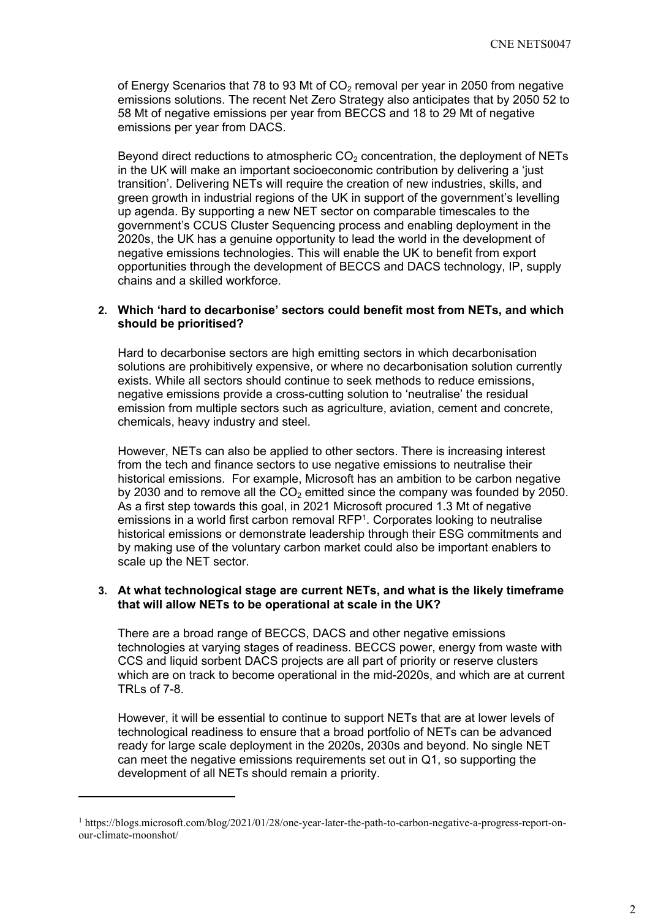of Energy Scenarios that 78 to 93 Mt of $CO_2$ removal per year in 2050 from negative emissions solutions. The recent Net Zero Strategy also anticipates that by 2050 52 to 58 Mt of negative emissions per year from BECCS and 18 to 29 Mt of negative emissions per year from DACS.

Beyond direct reductions to atmospheric $CO_2$ concentration, the deployment of NETs in the UK will make an important socioeconomic contribution by delivering a 'just transition'. Delivering NETs will require the creation of new industries, skills, and green growth in industrial regions of the UK in support of the government's levelling up agenda. By supporting a new NET sector on comparable timescales to the government's CCUS Cluster Sequencing process and enabling deployment in the 2020s, the UK has a genuine opportunity to lead the world in the development of negative emissions technologies. This will enable the UK to benefit from export opportunities through the development of BECCS and DACS technology, IP, supply chains and a skilled workforce.

2. **Which 'hard to decarbonise' sectors could benefit most from NETs, and which should be prioritised?**

Hard to decarbonise sectors are high emitting sectors in which decarbonisation solutions are prohibitively expensive, or where no decarbonisation solution currently exists. While all sectors should continue to seek methods to reduce emissions, negative emissions provide a cross-cutting solution to 'neutralise' the residual emission from multiple sectors such as agriculture, aviation, cement and concrete, chemicals, heavy industry and steel.

However, NETs can also be applied to other sectors. There is increasing interest from the tech and finance sectors to use negative emissions to neutralise their historical emissions. For example, Microsoft has an ambition to be carbon negative by 2030 and to remove all the $CO_2$ emitted since the company was founded by 2050. As a first step towards this goal, in 2021 Microsoft procured 1.3 Mt of negative emissions in a world first carbon removal RFP[1]. Corporates looking to neutralise historical emissions or demonstrate leadership through their ESG commitments and by making use of the voluntary carbon market could also be important enablers to scale up the NET sector.

3. **At what technological stage are current NETs, and what is the likely timeframe that will allow NETs to be operational at scale in the UK?**

There are a broad range of BECCS, DACS and other negative emissions technologies at varying stages of readiness. BECCS power, energy from waste with CCS and liquid sorbent DACS projects are all part of priority or reserve clusters which are on track to become operational in the mid-2020s, and which are at current TRLs of 7-8.

However, it will be essential to continue to support NETs that are at lower levels of technological readiness to ensure that a broad portfolio of NETs can be advanced ready for large scale deployment in the 2020s, 2030s and beyond. No single NET can meet the negative emissions requirements set out in Q1, so supporting the development of all NETs should remain a priority.

---

[1] https://blogs.microsoft.com/blog/2021/01/28/one-year-later-the-path-to-carbon-negative-a-progress-report-on-our-climate-moonshot/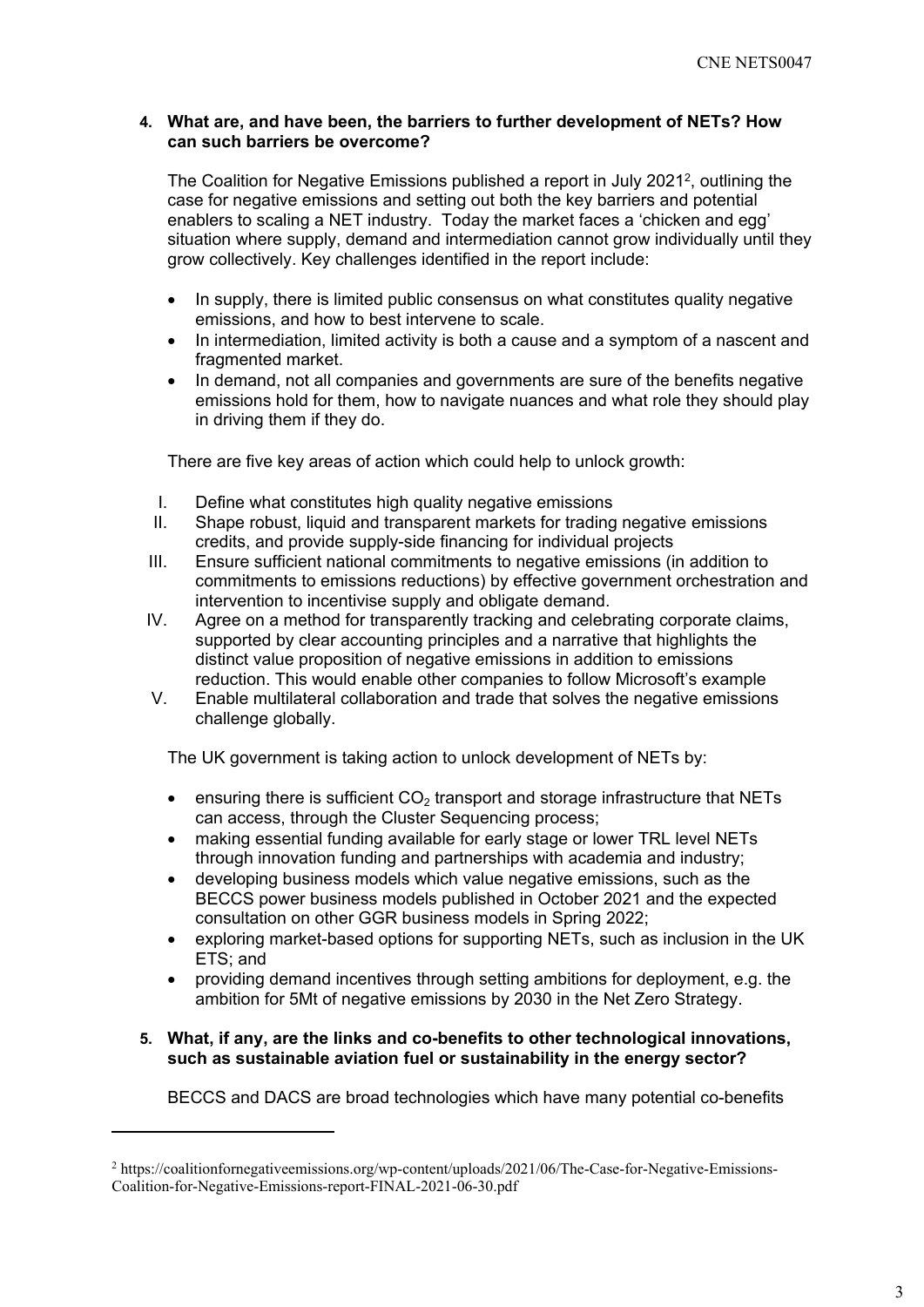**4. What are, and have been, the barriers to further development of NETs? How can such barriers be overcome?**

The Coalition for Negative Emissions published a report in July 2021[2], outlining the case for negative emissions and setting out both the key barriers and potential enablers to scaling a NET industry. Today the market faces a 'chicken and egg' situation where supply, demand and intermediation cannot grow individually until they grow collectively. Key challenges identified in the report include:

- In supply, there is limited public consensus on what constitutes quality negative emissions, and how to best intervene to scale.
- In intermediation, limited activity is both a cause and a symptom of a nascent and fragmented market.
- In demand, not all companies and governments are sure of the benefits negative emissions hold for them, how to navigate nuances and what role they should play in driving them if they do.

There are five key areas of action which could help to unlock growth:

I. Define what constitutes high quality negative emissions
II. Shape robust, liquid and transparent markets for trading negative emissions credits, and provide supply-side financing for individual projects
III. Ensure sufficient national commitments to negative emissions (in addition to commitments to emissions reductions) by effective government orchestration and intervention to incentivise supply and obligate demand.
IV. Agree on a method for transparently tracking and celebrating corporate claims, supported by clear accounting principles and a narrative that highlights the distinct value proposition of negative emissions in addition to emissions reduction. This would enable other companies to follow Microsoft's example
V. Enable multilateral collaboration and trade that solves the negative emissions challenge globally.

The UK government is taking action to unlock development of NETs by:

- ensuring there is sufficient $CO_2$ transport and storage infrastructure that NETs can access, through the Cluster Sequencing process;
- making essential funding available for early stage or lower TRL level NETs through innovation funding and partnerships with academia and industry;
- developing business models which value negative emissions, such as the BECCS power business models published in October 2021 and the expected consultation on other GGR business models in Spring 2022;
- exploring market-based options for supporting NETs, such as inclusion in the UK ETS; and
- providing demand incentives through setting ambitions for deployment, e.g. the ambition for 5Mt of negative emissions by 2030 in the Net Zero Strategy.

**5. What, if any, are the links and co-benefits to other technological innovations, such as sustainable aviation fuel or sustainability in the energy sector?**

BECCS and DACS are broad technologies which have many potential co-benefits

---

[2] https://coalitionfornegativeemissions.org/wp-content/uploads/2021/06/The-Case-for-Negative-Emissions-Coalition-for-Negative-Emissions-report-FINAL-2021-06-30.pdf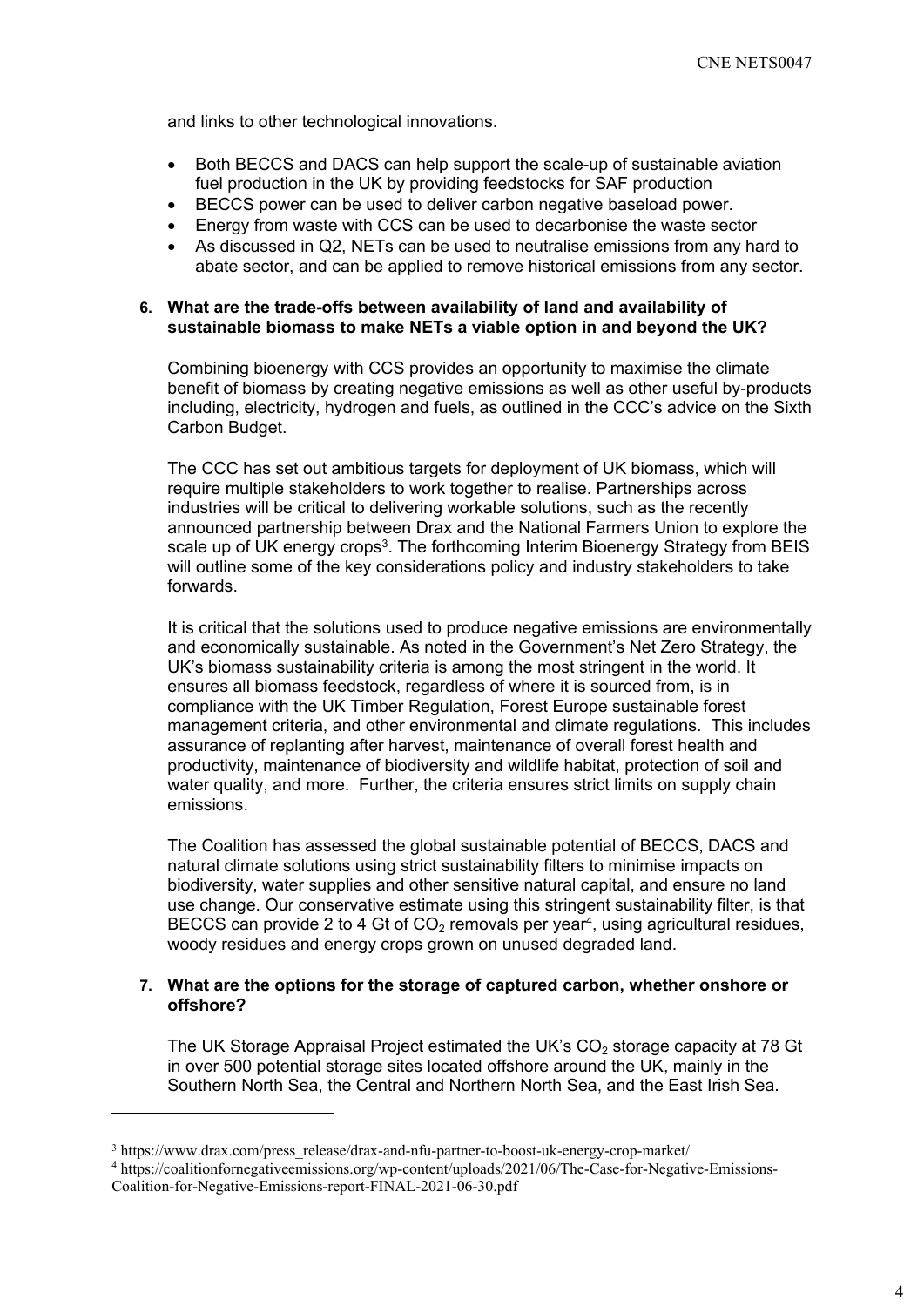and links to other technological innovations.

- Both BECCS and DACS can help support the scale-up of sustainable aviation fuel production in the UK by providing feedstocks for SAF production
- BECCS power can be used to deliver carbon negative baseload power.
- Energy from waste with CCS can be used to decarbonise the waste sector
- As discussed in Q2, NETs can be used to neutralise emissions from any hard to abate sector, and can be applied to remove historical emissions from any sector.

**6. What are the trade-offs between availability of land and availability of sustainable biomass to make NETs a viable option in and beyond the UK?**

Combining bioenergy with CCS provides an opportunity to maximise the climate benefit of biomass by creating negative emissions as well as other useful by-products including, electricity, hydrogen and fuels, as outlined in the CCC's advice on the Sixth Carbon Budget.

The CCC has set out ambitious targets for deployment of UK biomass, which will require multiple stakeholders to work together to realise. Partnerships across industries will be critical to delivering workable solutions, such as the recently announced partnership between Drax and the National Farmers Union to explore the scale up of UK energy crops[3]. The forthcoming Interim Bioenergy Strategy from BEIS will outline some of the key considerations policy and industry stakeholders to take forwards.

It is critical that the solutions used to produce negative emissions are environmentally and economically sustainable. As noted in the Government's Net Zero Strategy, the UK's biomass sustainability criteria is among the most stringent in the world. It ensures all biomass feedstock, regardless of where it is sourced from, is in compliance with the UK Timber Regulation, Forest Europe sustainable forest management criteria, and other environmental and climate regulations. This includes assurance of replanting after harvest, maintenance of overall forest health and productivity, maintenance of biodiversity and wildlife habitat, protection of soil and water quality, and more. Further, the criteria ensures strict limits on supply chain emissions.

The Coalition has assessed the global sustainable potential of BECCS, DACS and natural climate solutions using strict sustainability filters to minimise impacts on biodiversity, water supplies and other sensitive natural capital, and ensure no land use change. Our conservative estimate using this stringent sustainability filter, is that BECCS can provide 2 to 4 Gt of $CO_2$ removals per year[4], using agricultural residues, woody residues and energy crops grown on unused degraded land.

**7. What are the options for the storage of captured carbon, whether onshore or offshore?**

The UK Storage Appraisal Project estimated the UK's $CO_2$ storage capacity at 78 Gt in over 500 potential storage sites located offshore around the UK, mainly in the Southern North Sea, the Central and Northern North Sea, and the East Irish Sea.

---

[3] https://www.drax.com/press_release/drax-and-nfu-partner-to-boost-uk-energy-crop-market/

[4] https://coalitionfornegativeemissions.org/wp-content/uploads/2021/06/The-Case-for-Negative-Emissions-Coalition-for-Negative-Emissions-report-FINAL-2021-06-30.pdf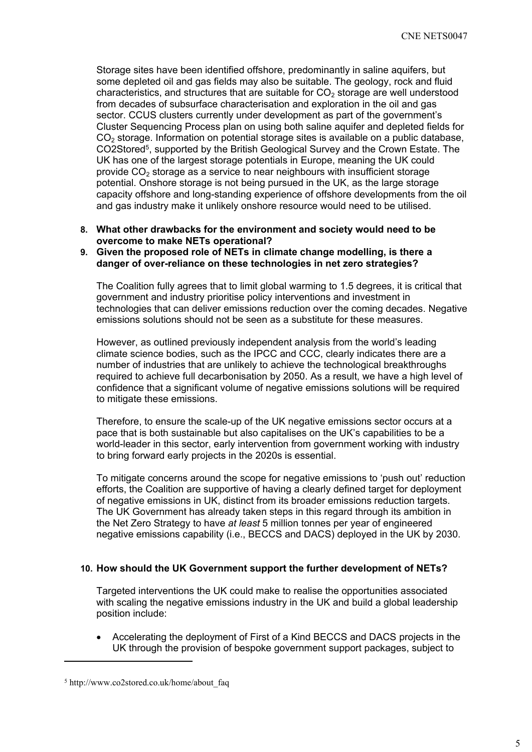Storage sites have been identified offshore, predominantly in saline aquifers, but some depleted oil and gas fields may also be suitable. The geology, rock and fluid characteristics, and structures that are suitable for $CO_2$ storage are well understood from decades of subsurface characterisation and exploration in the oil and gas sector. CCUS clusters currently under development as part of the government's Cluster Sequencing Process plan on using both saline aquifer and depleted fields for $CO_2$ storage. Information on potential storage sites is available on a public database, CO2Stored[5], supported by the British Geological Survey and the Crown Estate. The UK has one of the largest storage potentials in Europe, meaning the UK could provide $CO_2$ storage as a service to near neighbours with insufficient storage potential. Onshore storage is not being pursued in the UK, as the large storage capacity offshore and long-standing experience of offshore developments from the oil and gas industry make it unlikely onshore resource would need to be utilised.

8. **What other drawbacks for the environment and society would need to be overcome to make NETs operational?**
9. **Given the proposed role of NETs in climate change modelling, is there a danger of over-reliance on these technologies in net zero strategies?**

The Coalition fully agrees that to limit global warming to 1.5 degrees, it is critical that government and industry prioritise policy interventions and investment in technologies that can deliver emissions reduction over the coming decades. Negative emissions solutions should not be seen as a substitute for these measures.

However, as outlined previously independent analysis from the world's leading climate science bodies, such as the IPCC and CCC, clearly indicates there are a number of industries that are unlikely to achieve the technological breakthroughs required to achieve full decarbonisation by 2050. As a result, we have a high level of confidence that a significant volume of negative emissions solutions will be required to mitigate these emissions.

Therefore, to ensure the scale-up of the UK negative emissions sector occurs at a pace that is both sustainable but also capitalises on the UK's capabilities to be a world-leader in this sector, early intervention from government working with industry to bring forward early projects in the 2020s is essential.

To mitigate concerns around the scope for negative emissions to 'push out' reduction efforts, the Coalition are supportive of having a clearly defined target for deployment of negative emissions in UK, distinct from its broader emissions reduction targets. The UK Government has already taken steps in this regard through its ambition in the Net Zero Strategy to have *at least* 5 million tonnes per year of engineered negative emissions capability (i.e., BECCS and DACS) deployed in the UK by 2030.

10. **How should the UK Government support the further development of NETs?**

Targeted interventions the UK could make to realise the opportunities associated with scaling the negative emissions industry in the UK and build a global leadership position include:

- Accelerating the deployment of First of a Kind BECCS and DACS projects in the UK through the provision of bespoke government support packages, subject to

[5] http://www.co2stored.co.uk/home/about_faq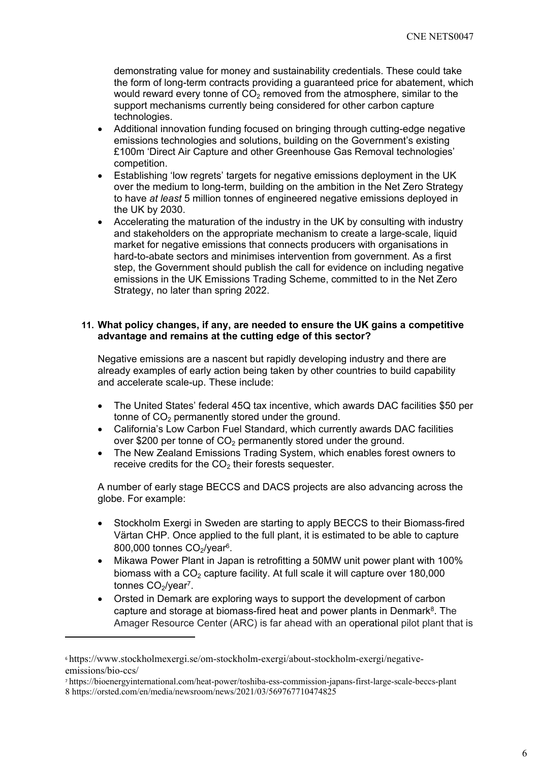demonstrating value for money and sustainability credentials. These could take the form of long-term contracts providing a guaranteed price for abatement, which would reward every tonne of $CO_2$ removed from the atmosphere, similar to the support mechanisms currently being considered for other carbon capture technologies.

- Additional innovation funding focused on bringing through cutting-edge negative emissions technologies and solutions, building on the Government's existing £100m 'Direct Air Capture and other Greenhouse Gas Removal technologies' competition.
- Establishing 'low regrets' targets for negative emissions deployment in the UK over the medium to long-term, building on the ambition in the Net Zero Strategy to have *at least* 5 million tonnes of engineered negative emissions deployed in the UK by 2030.
- Accelerating the maturation of the industry in the UK by consulting with industry and stakeholders on the appropriate mechanism to create a large-scale, liquid market for negative emissions that connects producers with organisations in hard-to-abate sectors and minimises intervention from government. As a first step, the Government should publish the call for evidence on including negative emissions in the UK Emissions Trading Scheme, committed to in the Net Zero Strategy, no later than spring 2022.

**11. What policy changes, if any, are needed to ensure the UK gains a competitive advantage and remains at the cutting edge of this sector?**

Negative emissions are a nascent but rapidly developing industry and there are already examples of early action being taken by other countries to build capability and accelerate scale-up. These include:

- The United States' federal 45Q tax incentive, which awards DAC facilities $50 per tonne of $CO_2$ permanently stored under the ground.
- California's Low Carbon Fuel Standard, which currently awards DAC facilities over $200 per tonne of $CO_2$ permanently stored under the ground.
- The New Zealand Emissions Trading System, which enables forest owners to receive credits for the $CO_2$ their forests sequester.

A number of early stage BECCS and DACS projects are also advancing across the globe. For example:

- Stockholm Exergi in Sweden are starting to apply BECCS to their Biomass-fired Värtan CHP. Once applied to the full plant, it is estimated to be able to capture 800,000 tonnes $CO_2$/year[6].
- Mikawa Power Plant in Japan is retrofitting a 50MW unit power plant with 100% biomass with a $CO_2$ capture facility. At full scale it will capture over 180,000 tonnes $CO_2$/year[7].
- Orsted in Demark are exploring ways to support the development of carbon capture and storage at biomass-fired heat and power plants in Denmark[8]. The Amager Resource Center (ARC) is far ahead with an operational pilot plant that is

---

[6] https://www.stockholmexergi.se/om-stockholm-exergi/about-stockholm-exergi/negative-emissions/bio-ccs/

[7] https://bioenergyinternational.com/heat-power/toshiba-ess-commission-japans-first-large-scale-beccs-plant

[8] https://orsted.com/en/media/newsroom/news/2021/03/569767710474825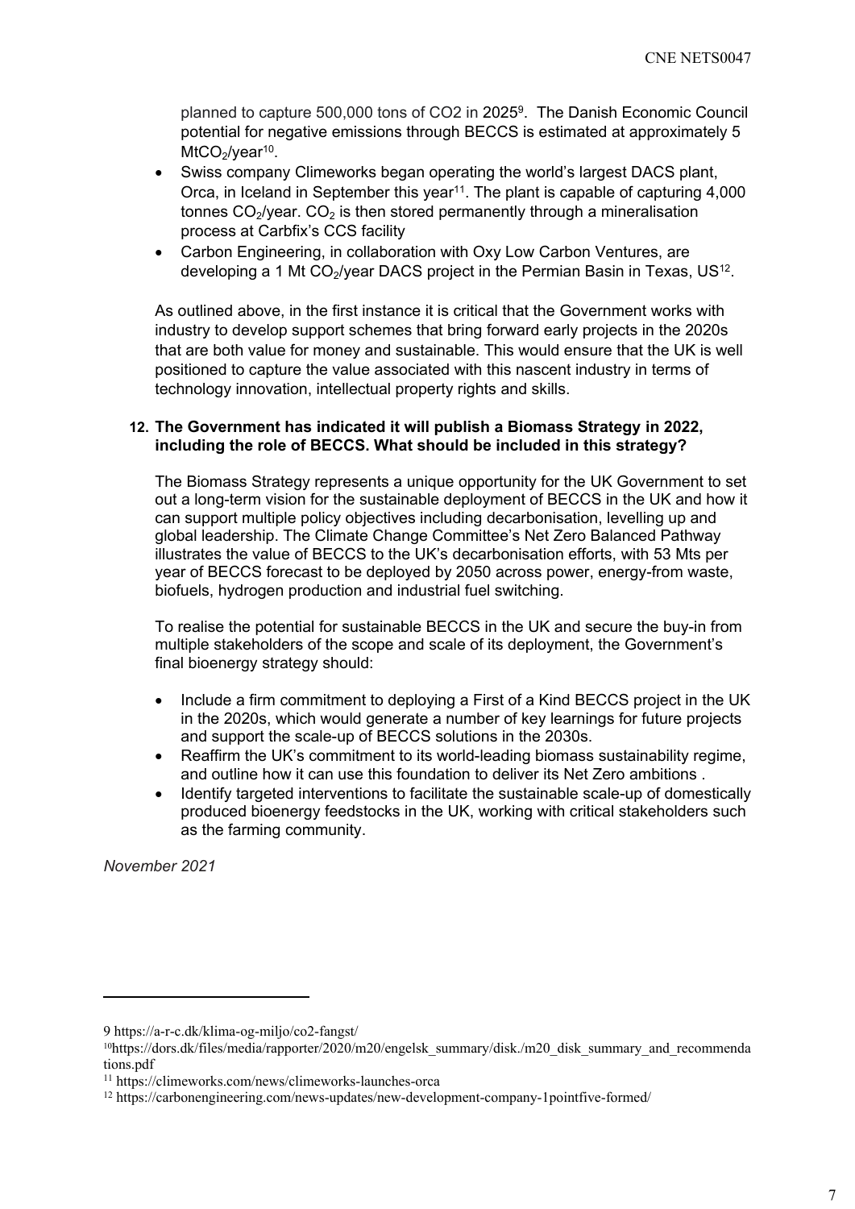planned to capture 500,000 tons of CO2 in 2025[9]. The Danish Economic Council potential for negative emissions through BECCS is estimated at approximately 5 $MtCO_2$/year[10].

- Swiss company Climeworks began operating the world's largest DACS plant, Orca, in Iceland in September this year[11]. The plant is capable of capturing 4,000 tonnes $CO_2$/year. $CO_2$ is then stored permanently through a mineralisation process at Carbfix's CCS facility
- Carbon Engineering, in collaboration with Oxy Low Carbon Ventures, are developing a 1 Mt $CO_2$/year DACS project in the Permian Basin in Texas, US[12].

As outlined above, in the first instance it is critical that the Government works with industry to develop support schemes that bring forward early projects in the 2020s that are both value for money and sustainable. This would ensure that the UK is well positioned to capture the value associated with this nascent industry in terms of technology innovation, intellectual property rights and skills.

**12. The Government has indicated it will publish a Biomass Strategy in 2022, including the role of BECCS. What should be included in this strategy?**

The Biomass Strategy represents a unique opportunity for the UK Government to set out a long-term vision for the sustainable deployment of BECCS in the UK and how it can support multiple policy objectives including decarbonisation, levelling up and global leadership. The Climate Change Committee's Net Zero Balanced Pathway illustrates the value of BECCS to the UK's decarbonisation efforts, with 53 Mts per year of BECCS forecast to be deployed by 2050 across power, energy-from waste, biofuels, hydrogen production and industrial fuel switching.

To realise the potential for sustainable BECCS in the UK and secure the buy-in from multiple stakeholders of the scope and scale of its deployment, the Government's final bioenergy strategy should:

- Include a firm commitment to deploying a First of a Kind BECCS project in the UK in the 2020s, which would generate a number of key learnings for future projects and support the scale-up of BECCS solutions in the 2030s.
- Reaffirm the UK's commitment to its world-leading biomass sustainability regime, and outline how it can use this foundation to deliver its Net Zero ambitions .
- Identify targeted interventions to facilitate the sustainable scale-up of domestically produced bioenergy feedstocks in the UK, working with critical stakeholders such as the farming community.

*November 2021*

---

9 https://a-r-c.dk/klima-og-miljo/co2-fangst/

10 https://dors.dk/files/media/rapporter/2020/m20/engelsk_summary/disk./m20_disk_summary_and_recommendations.pdf

11 https://climeworks.com/news/climeworks-launches-orca

12 https://carbonengineering.com/news-updates/new-development-company-1pointfive-formed/